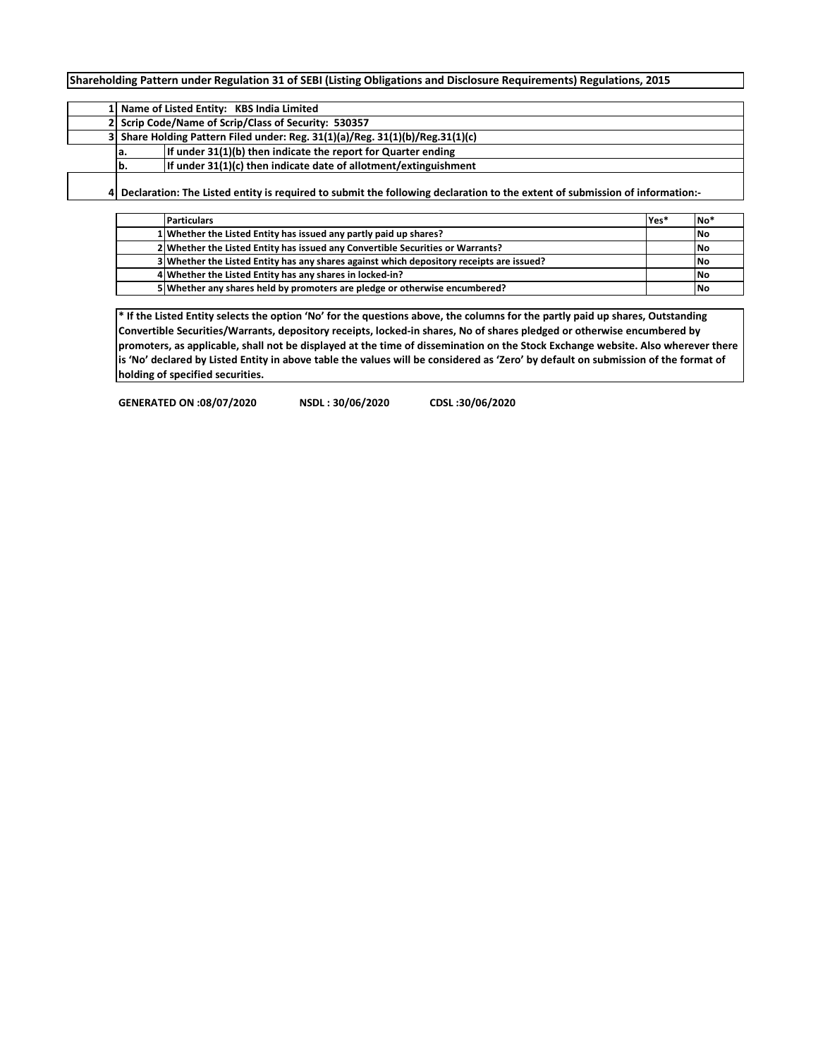**Shareholding Pattern under Regulation 31 of SEBI (Listing Obligations and Disclosure Requirements) Regulations, 2015**

| | | |
|---|---|---|
| 1 | Name of Listed Entity: KBS India Limited | |
| 2 | Scrip Code/Name of Scrip/Class of Security: 530357 | |
| 3 | Share Holding Pattern Filed under: Reg. 31(1)(a)/Reg. 31(1)(b)/Reg.31(1)(c) | |
| | a. | If under 31(1)(b) then indicate the report for Quarter ending |
| | b. | If under 31(1)(c) then indicate date of allotment/extinguishment |
| 4 | Declaration: The Listed entity is required to submit the following declaration to the extent of submission of information:- | |

| | Particulars | Yes* | No* |
|---|---|---|---|
| 1 | Whether the Listed Entity has issued any partly paid up shares? | | No |
| 2 | Whether the Listed Entity has issued any Convertible Securities or Warrants? | | No |
| 3 | Whether the Listed Entity has any shares against which depository receipts are issued? | | No |
| 4 | Whether the Listed Entity has any shares in locked-in? | | No |
| 5 | Whether any shares held by promoters are pledge or otherwise encumbered? | | No |

**\* If the Listed Entity selects the option 'No' for the questions above, the columns for the partly paid up shares, Outstanding Convertible Securities/Warrants, depository receipts, locked-in shares, No of shares pledged or otherwise encumbered by promoters, as applicable, shall not be displayed at the time of dissemination on the Stock Exchange website. Also wherever there is 'No' declared by Listed Entity in above table the values will be considered as 'Zero' by default on submission of the format of holding of specified securities.**

**GENERATED ON :08/07/2020 NSDL : 30/06/2020 CDSL :30/06/2020**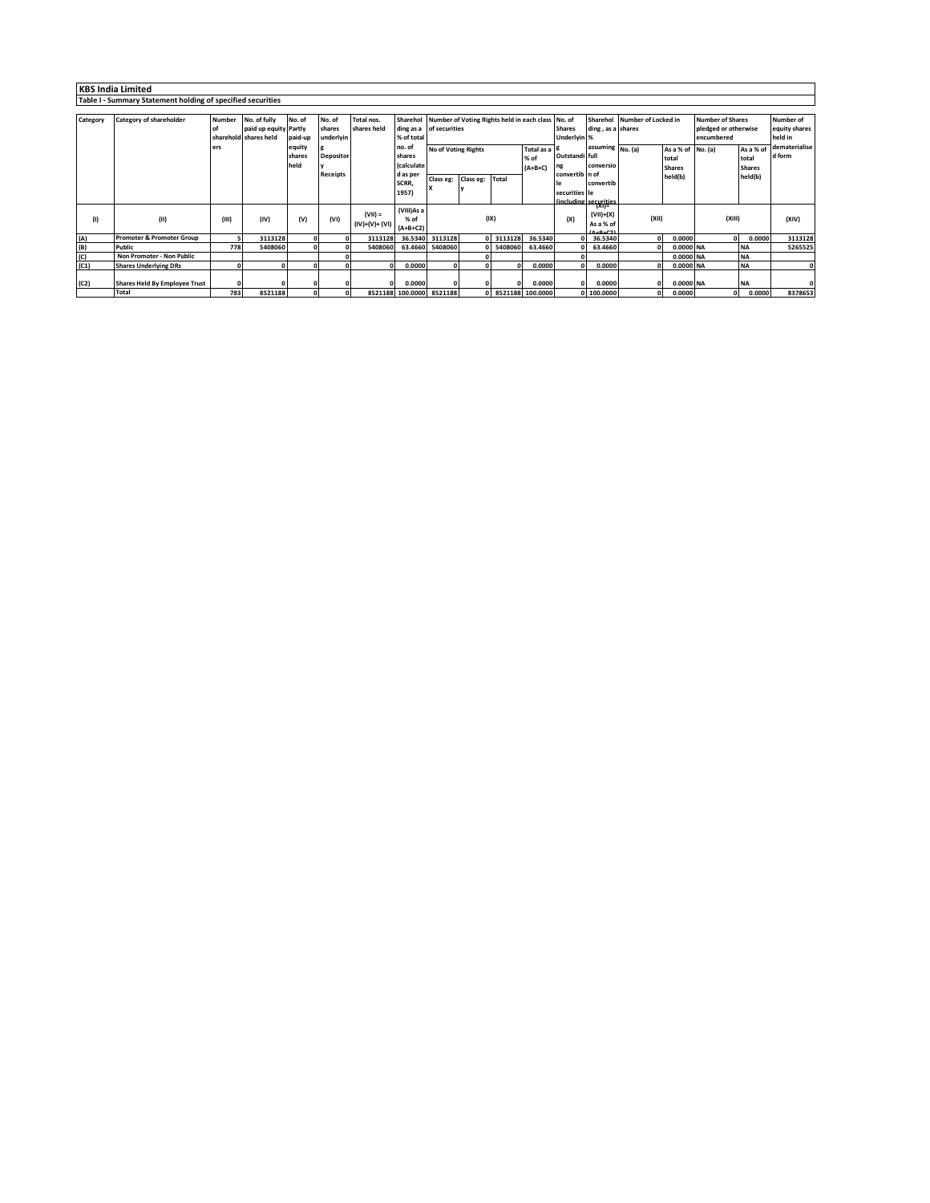## KBS India Limited

### Table I - Summary Statement holding of specified securities

| Category | Category of shareholder | Number of shareholders | No. of fully paid up equity shares held | No. of Partly paid-up equity shares held | No. of shares underlying Depository Receipts | Total nos. shares held | Shareholding as a % of total no. of shares (calculated as per SCRR, 1957) | Number of Voting Rights held in each class of securities | | | | No. of Shares Underlying Outstanding convertible securities (including | Shareholding , as a % assuming full conversion of convertible securities | Number of Locked in shares | | Number of Shares pledged or otherwise encumbered | | Number of equity shares held in dematerialised form |
|---|---|---|---|---|---|---|---|---|---|---|---|---|---|---|---|---|---|---|
| | | | | | | | | No of Voting Rights | | | Total as a % of (A+B+C) | | | No. (a) | As a % of total Shares held(b) | No. (a) | As a % of total Shares held(b) | |
| | | | | | | | | Class eg: X | Class eg: y | Total | | | | | | | | |
| (I) | (II) | (III) | (IV) | (V) | (VI) | (VII) = (IV)+(V)+ (VI) | (VIII)As a % of (A+B+C2) | (IX) | | | | (X) | (XI)= (VII)+(X) As a % of (A+B+C2) | (XII) | | (XIII) | | (XIV) |
| (A) | Promoter & Promoter Group | 5 | 3113128 | 0 | 0 | 3113128 | 36.5340 | 3113128 | 0 | 3113128 | 36.5340 | 0 | 36.5340 | 0 | 0.0000 | 0 | 0.0000 | 3113128 |
| (B) | Public | 778 | 5408060 | 0 | 0 | 5408060 | 63.4660 | 5408060 | 0 | 5408060 | 63.4660 | 0 | 63.4660 | 0 | 0.0000 | NA | NA | 5265525 |
| (C) | Non Promoter - Non Public | | | | 0 | | | | 0 | | | 0 | | | 0.0000 | NA | NA | |
| (C1) | Shares Underlying DRs | 0 | 0 | 0 | 0 | 0 | 0.0000 | 0 | 0 | 0 | 0.0000 | 0 | 0.0000 | 0 | 0.0000 | NA | NA | 0 |
| (C2) | Shares Held By Employee Trust | 0 | 0 | 0 | 0 | 0 | 0.0000 | 0 | 0 | 0 | 0.0000 | 0 | 0.0000 | 0 | 0.0000 | NA | NA | 0 |
| | Total | 783 | 8521188 | 0 | 0 | 8521188 | 100.0000 | 8521188 | 0 | 8521188 | 100.0000 | 0 | 100.0000 | 0 | 0.0000 | 0 | 0.0000 | 8378653 |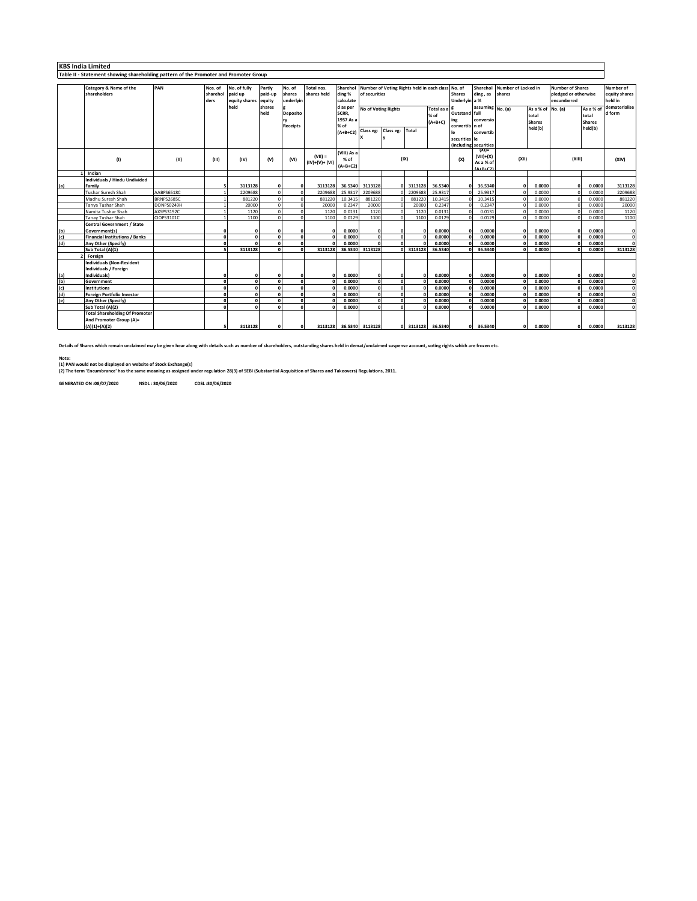# KBS India Limited

## Table II - Statement showing shareholding pattern of the Promoter and Promoter Group

| | Category & Name of the shareholders | PAN | Nos. of shareholders | No. of fully paid up equity shares held | Partly paid-up equity shares held | No. of shares underlying Depository Receipts | Total nos. shares held | Shareholding % calculated as per SCRR, 1957 As a % of (A+B+C2) | Number of Voting Rights held in each class of securities | | | | No. of Shares Underlying Outstanding convertible securities (including Warrants) | Shareholding , as a % assuming full conversion of convertible securities | Number of Locked in shares | | Number of Shares pledged or otherwise encumbered | | Number of equity shares held in dematerialised form |
|---|---|---|---|---|---|---|---|---|---|---|---|---|---|---|---|---|---|---|---|
| | | | | | | | | | No of Voting Rights | | | Total as a % of (A+B+C) | | | No. (a) | As a % of total Shares held(b) | No. (a) | As a % of total Shares held(b) | |
| | | | | | | | | | Class eg: X | Class eg: y | Total | | | | | | | | |
| | (I) | (II) | (III) | (IV) | (V) | (VI) | (VII) = (IV)+(V)+ (VI) | (VIII) As a % of (A+B+C2) | (IX) | | | | (X) | (XI)= (VII)+(X) As a % of (A+B+C2) | (XII) | | (XIII) | | (XIV) |
| 1 | **Indian** | | | | | | | | | | | | | | | | | | |
| (a) | **Individuals / Hindu Undivided Family** | | **5** | **3113128** | **0** | **0** | **3113128** | **36.5340** | **3113128** | **0** | **3113128** | **36.5340** | **0** | **36.5340** | **0** | **0.0000** | **0** | **0.0000** | **3113128** |
| | Tushar Suresh Shah | AABPS6518C | 1 | 2209688 | 0 | 0 | 2209688 | 25.9317 | 2209688 | 0 | 2209688 | 25.9317 | 0 | 25.9317 | 0 | 0.0000 | 0 | 0.0000 | 2209688 |
| | Madhu Suresh Shah | BRNPS2685C | 1 | 881220 | 0 | 0 | 881220 | 10.3415 | 881220 | 0 | 881220 | 10.3415 | 0 | 10.3415 | 0 | 0.0000 | 0 | 0.0000 | 881220 |
| | Tanya Tushar Shah | DONPS0249H | 1 | 20000 | 0 | 0 | 20000 | 0.2347 | 20000 | 0 | 20000 | 0.2347 | 0 | 0.2347 | 0 | 0.0000 | 0 | 0.0000 | 20000 |
| | Namita Tushar Shah | AXSPS3192C | 1 | 1120 | 0 | 0 | 1120 | 0.0131 | 1120 | 0 | 1120 | 0.0131 | 0 | 0.0131 | 0 | 0.0000 | 0 | 0.0000 | 1120 |
| | Tanay Tushar Shah | CIOPS3101C | 1 | 1100 | 0 | 0 | 1100 | 0.0129 | 1100 | 0 | 1100 | 0.0129 | 0 | 0.0129 | 0 | 0.0000 | 0 | 0.0000 | 1100 |
| (b) | **Central Government / State Government(s)** | | **0** | **0** | **0** | **0** | **0** | **0.0000** | **0** | **0** | **0** | **0.0000** | **0** | **0.0000** | **0** | **0.0000** | **0** | **0.0000** | **0** |
| (c) | **Financial Institutions / Banks** | | **0** | **0** | **0** | **0** | **0** | **0.0000** | **0** | **0** | **0** | **0.0000** | **0** | **0.0000** | **0** | **0.0000** | **0** | **0.0000** | **0** |
| (d) | **Any Other (Specify)** | | **0** | **0** | **0** | **0** | **0** | **0.0000** | **0** | **0** | **0** | **0.0000** | **0** | **0.0000** | **0** | **0.0000** | **0** | **0.0000** | **0** |
| | **Sub Total (A)(1)** | | **5** | **3113128** | **0** | **0** | **3113128** | **36.5340** | **3113128** | **0** | **3113128** | **36.5340** | **0** | **36.5340** | **0** | **0.0000** | **0** | **0.0000** | **3113128** |
| 2 | **Foreign** | | | | | | | | | | | | | | | | | | |
| (a) | **Individuals (Non-Resident Individuals / Foreign Individuals)** | | **0** | **0** | **0** | **0** | **0** | **0.0000** | **0** | **0** | **0** | **0.0000** | **0** | **0.0000** | **0** | **0.0000** | **0** | **0.0000** | **0** |
| (b) | **Government** | | **0** | **0** | **0** | **0** | **0** | **0.0000** | **0** | **0** | **0** | **0.0000** | **0** | **0.0000** | **0** | **0.0000** | **0** | **0.0000** | **0** |
| (c) | **Institutions** | | **0** | **0** | **0** | **0** | **0** | **0.0000** | **0** | **0** | **0** | **0.0000** | **0** | **0.0000** | **0** | **0.0000** | **0** | **0.0000** | **0** |
| (d) | **Foreign Portfolio Investor** | | **0** | **0** | **0** | **0** | **0** | **0.0000** | **0** | **0** | **0** | **0.0000** | **0** | **0.0000** | **0** | **0.0000** | **0** | **0.0000** | **0** |
| (e) | **Any Other (Specify)** | | **0** | **0** | **0** | **0** | **0** | **0.0000** | **0** | **0** | **0** | **0.0000** | **0** | **0.0000** | **0** | **0.0000** | **0** | **0.0000** | **0** |
| | **Sub Total (A)(2)** | | **0** | **0** | **0** | **0** | **0** | **0.0000** | **0** | **0** | **0** | **0.0000** | **0** | **0.0000** | **0** | **0.0000** | **0** | **0.0000** | **0** |
| | **Total Shareholding Of Promoter And Promoter Group (A)= (A)(1)+(A)(2)** | | **5** | **3113128** | **0** | **0** | **3113128** | **36.5340** | **3113128** | **0** | **3113128** | **36.5340** | **0** | **36.5340** | **0** | **0.0000** | **0** | **0.0000** | **3113128** |

**Details of Shares which remain unclaimed may be given hear along with details such as number of shareholders, outstanding shares held in demat/unclaimed suspense account, voting rights which are frozen etc.**

**Note:**
**(1) PAN would not be displayed on website of Stock Exchange(s)**
**(2) The term 'Encumbrance' has the same meaning as assigned under regulation 28(3) of SEBI (Substantial Acquisition of Shares and Takeovers) Regulations, 2011.**

**GENERATED ON :08/07/2020 NSDL : 30/06/2020 CDSL :30/06/2020**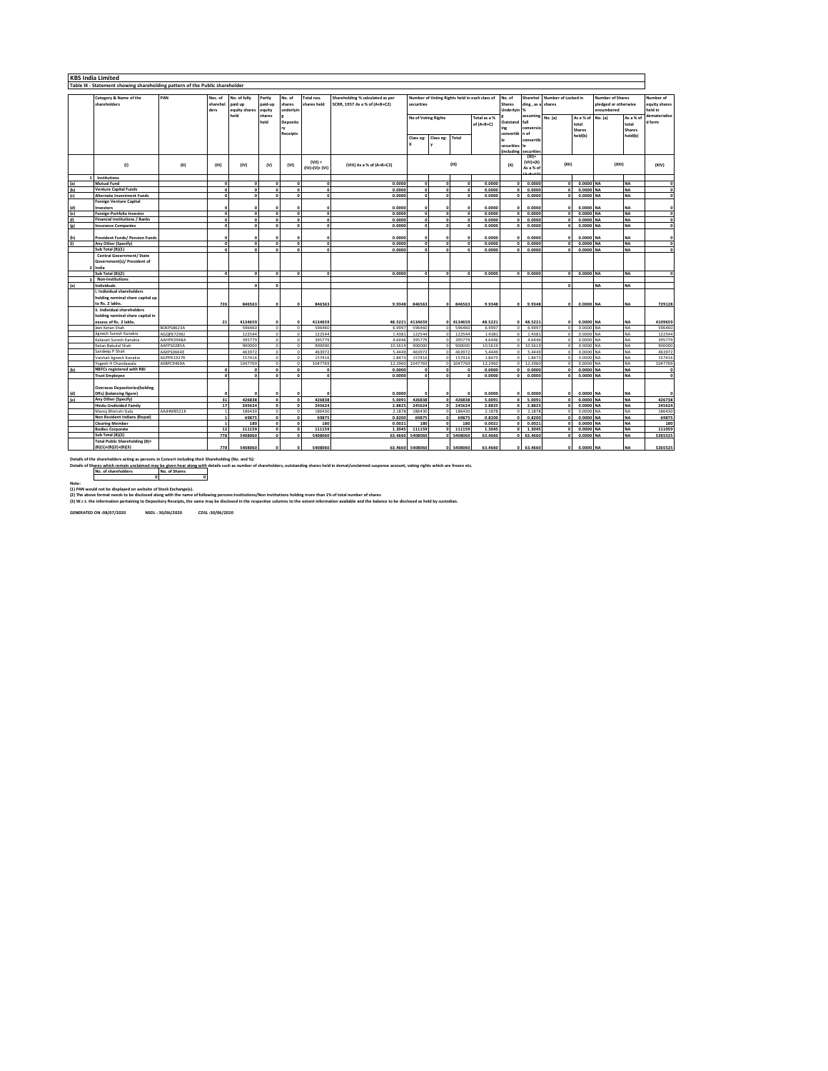**KBS India Limited**

**Table III - Statement showing shareholding pattern of the Public shareholder**

| | Category & Name of the shareholders | PAN | Nos. of shareholders | No. of fully paid up equity shares held | Partly paid-up equity shares held | No. of shares underlying Depository Receipts | Total nos. shares held | Shareholding % calculated as per SCRR, 1957 As a % of (A+B+C2) | Number of Voting Rights held in each class of securities | | | | No. of Shares Underlying Outstanding convertible securities (including Warrants) | Shareholding , as a % assuming full conversion of convertible securities | Number of Locked in shares | | Number of Shares pledged or otherwise encumbered | | Number of equity shares held in dematerialised form |
|---|---|---|---|---|---|---|---|---|---|---|---|---|---|---|---|---|---|---|---|
| | | | | | | | | | No of Voting Rights | | | Total as a % of (A+B+C) | | | No. (a) | As a % of total Shares held(b) | No. (a) | As a % of total Shares held(b) | |
| | | | | | | | | | Class eg: X | Class eg: y | Total | | | | | | | | |
| | (I) | (II) | (III) | (IV) | (V) | (VI) | (VII) = (IV)+(V)+ (VI) | (VIII) As a % of (A+B+C2) | (IX) | | | | (X) | (XI)= (VII)+(X) As a % of (A+B+C2) | (XII) | | (XIII) | | (XIV) |
| 1 | Institutions | | | | | | | | | | | | | | | | | | |
| (a) | Mutual Fund | | 0 | 0 | 0 | 0 | 0 | 0.0000 | 0 | 0 | 0 | 0.0000 | 0 | 0.0000 | 0 | 0.0000 | NA | NA | 0 |
| (b) | Venture Capital Funds | | 0 | 0 | 0 | 0 | 0 | 0.0000 | 0 | 0 | 0 | 0.0000 | 0 | 0.0000 | 0 | 0.0000 | NA | NA | 0 |
| (c) | Alternate Investment Funds | | 0 | 0 | 0 | 0 | 0 | 0.0000 | 0 | 0 | 0 | 0.0000 | 0 | 0.0000 | 0 | 0.0000 | NA | NA | 0 |
| (d) | Foreign Venture Capital Investors | | 0 | 0 | 0 | 0 | 0 | 0.0000 | 0 | 0 | 0 | 0.0000 | 0 | 0.0000 | 0 | 0.0000 | NA | NA | 0 |
| (e) | Foreign Portfolio Investor | | 0 | 0 | 0 | 0 | 0 | 0.0000 | 0 | 0 | 0 | 0.0000 | 0 | 0.0000 | 0 | 0.0000 | NA | NA | 0 |
| (f) | Financial Institutions / Banks | | 0 | 0 | 0 | 0 | 0 | 0.0000 | 0 | 0 | 0 | 0.0000 | 0 | 0.0000 | 0 | 0.0000 | NA | NA | 0 |
| (g) | Insurance Companies | | 0 | 0 | 0 | 0 | 0 | 0.0000 | 0 | 0 | 0 | 0.0000 | 0 | 0.0000 | 0 | 0.0000 | NA | NA | 0 |
| (h) | Provident Funds/ Pension Funds | | 0 | 0 | 0 | 0 | 0 | 0.0000 | 0 | 0 | 0 | 0.0000 | 0 | 0.0000 | 0 | 0.0000 | NA | NA | 0 |
| (i) | Any Other (Specify) | | 0 | 0 | 0 | 0 | 0 | 0.0000 | 0 | 0 | 0 | 0.0000 | 0 | 0.0000 | 0 | 0.0000 | NA | NA | 0 |
| | Sub Total (B)(1) | | 0 | 0 | 0 | 0 | 0 | 0.0000 | 0 | 0 | 0 | 0.0000 | 0 | 0.0000 | 0 | 0.0000 | NA | NA | 0 |
| 2 | Central Government/ State Government(s)/ President of India | | | | | | | | | | | | | | | | | | |
| | Sub Total (B)(2) | | 0 | 0 | 0 | 0 | 0 | 0.0000 | 0 | 0 | 0 | 0.0000 | 0 | 0.0000 | 0 | 0.0000 | NA | NA | 0 |
| 3 | Non-Institutions | | | | | | | | | | | | | | | | | | |
| (a) | Individuals | | | 0 | 0 | | | | | | | | | | 0 | | NA | NA | |
| | i. Individual shareholders holding nominal share capital up to Rs. 2 lakhs. | | 726 | 846563 | 0 | 0 | 846563 | 9.9348 | 846563 | 0 | 846563 | 9.9348 | 0 | 9.9348 | 0 | 0.0000 | NA | NA | 729128 |
| | ii. Individual shareholders holding nominal share capital in excess of Rs. 2 lakhs. | | 21 | 4134659 | 0 | 0 | 4134659 | 48.5221 | 4134659 | 0 | 4134659 | 48.5221 | 0 | 48.5221 | 0 | 0.0000 | NA | NA | 4109659 |
| | Jeet Ketan Shah | BOKPS8623A | | 596460 | 0 | 0 | 596460 | 6.9997 | 596460 | 0 | 596460 | 6.9997 | 0 | 6.9997 | 0 | 0.0000 | NA | NA | 596460 |
| | Jignesh Suresh Kanakia | AGQPK7296J | | 122544 | 0 | 0 | 122544 | 1.4381 | 122544 | 0 | 122544 | 1.4381 | 0 | 1.4381 | 0 | 0.0000 | NA | NA | 122544 |
| | Kalavati Suresh Kanakia | AAHPK3948A | | 395779 | 0 | 0 | 395779 | 4.6446 | 395779 | 0 | 395779 | 4.6446 | 0 | 4.6446 | 0 | 0.0000 | NA | NA | 395779 |
| | Ketan Babulal Shah | AAFPS0285A | | 900000 | 0 | 0 | 900000 | 10.5619 | 900000 | 0 | 900000 | 10.5619 | 0 | 10.5619 | 0 | 0.0000 | NA | NA | 900000 |
| | Sandeep P Shah | AAEPS0664E | | 463972 | 0 | 0 | 463972 | 5.4449 | 463972 | 0 | 463972 | 5.4449 | 0 | 5.4449 | 0 | 0.0000 | NA | NA | 463972 |
| | Vaishali Jignesh Kanakia | AGPPK1927K | | 157416 | 0 | 0 | 157416 | 1.8473 | 157416 | 0 | 157416 | 1.8473 | 0 | 1.8473 | 0 | 0.0000 | NA | NA | 157416 |
| | Yogesh H Chandawala | AEBPC9469A | | 1047769 | 0 | 0 | 1047769 | 12.2960 | 1047769 | 0 | 1047769 | 12.2960 | 0 | 12.2960 | 0 | 0.0000 | NA | NA | 1047769 |
| (b) | NBFCs registered with RBI | | 0 | 0 | 0 | 0 | 0 | 0.0000 | 0 | 0 | 0 | 0.0000 | 0 | 0.0000 | 0 | 0.0000 | NA | NA | 0 |
| | Trust Employee | | 0 | 0 | 0 | 0 | 0 | 0.0000 | 0 | 0 | 0 | 0.0000 | 0 | 0.0000 | 0 | 0.0000 | NA | NA | 0 |
| (d) | Overseas Depositories(holding DRs) (balancing figure) | | 0 | 0 | 0 | 0 | 0 | 0.0000 | 0 | 0 | 0 | 0.0000 | 0 | 0.0000 | 0 | 0.0000 | NA | NA | 0 |
| (e) | Any Other (Specify) | | 31 | 426838 | 0 | 0 | 426838 | 5.0091 | 426838 | 0 | 426838 | 5.0091 | 0 | 5.0091 | 0 | 0.0000 | NA | NA | 426738 |
| | Hindu Undivided Family | | 17 | 245624 | 0 | 0 | 245624 | 2.8825 | 245624 | 0 | 245624 | 2.8825 | 0 | 2.8825 | 0 | 0.0000 | NA | NA | 245624 |
| | Manoj Bhimshi Gala | AAJHM8521K | 1 | 186430 | 0 | 0 | 186430 | 2.1878 | 186430 | 0 | 186430 | 2.1878 | 0 | 2.1878 | 0 | 0.0000 | NA | NA | 186430 |
| | Non Resident Indians (Repat) | | 1 | 69875 | 0 | 0 | 69875 | 0.8200 | 69875 | 0 | 69875 | 0.8200 | 0 | 0.8200 | 0 | 0.0000 | NA | NA | 69875 |
| | Clearing Member | | 1 | 180 | 0 | 0 | 180 | 0.0021 | 180 | 0 | 180 | 0.0021 | 0 | 0.0021 | 0 | 0.0000 | NA | NA | 180 |
| | Bodies Corporate | | 12 | 111159 | 0 | 0 | 111159 | 1.3045 | 111159 | 0 | 111159 | 1.3045 | 0 | 1.3045 | 0 | 0.0000 | NA | NA | 111059 |
| | Sub Total (B)(3) | | 778 | 5408060 | 0 | 0 | 5408060 | 63.4660 | 5408060 | 0 | 5408060 | 63.4660 | 0 | 63.4660 | 0 | 0.0000 | NA | NA | 5265525 |
| | Total Public Shareholding (B)= (B)(1)+(B)(2)+(B)(3) | | 778 | 5408060 | 0 | 0 | 5408060 | 63.4660 | 5408060 | 0 | 5408060 | 63.4660 | 0 | 63.4660 | 0 | 0.0000 | NA | NA | 5265525 |

Details of the shareholders acting as persons in Concert including their Shareholding (No. and %):

Details of Shares which remain unclaimed may be given hear along with details such as number of shareholders, outstanding shares held in demat/unclaimed suspense account, voting rights which are frozen etc.

| No. of shareholders | No. of Shares |
|---|---|
| 0 | 0 |

Note:

(1) PAN would not be displayed on website of Stock Exchange(s).

(2) The above format needs to be disclosed along with the name of following persons:Institutions/Non Institutions holding more than 1% of total number of shares

(3) W.r.t. the information pertaining to Depository Receipts, the same may be disclosed in the respective columns to the extent information available and the balance to be disclosed as held by custodian.

GENERATED ON :08/07/2020 NSDL : 30/06/2020 CDSL :30/06/2020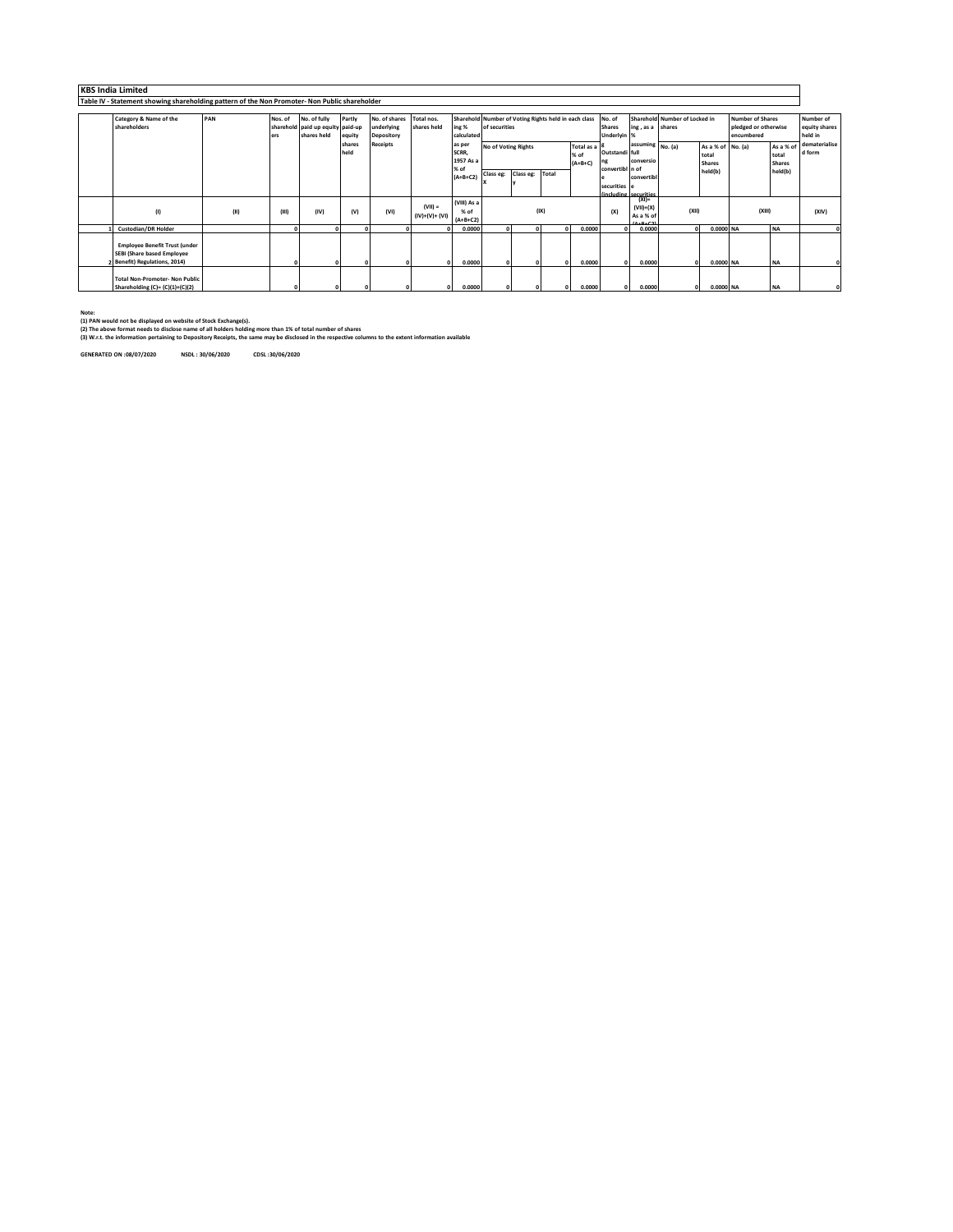**KBS India Limited**

**Table IV - Statement showing shareholding pattern of the Non Promoter- Non Public shareholder**

| | Category & Name of the shareholders | PAN | Nos. of shareholders | No. of fully paid up equity shares held | Partly paid-up equity shares held | No. of shares underlying Depository Receipts | Total nos. shares held | Shareholding % calculated as per SCRR, 1957 As a % of (A+B+C2) | Number of Voting Rights held in each class of securities | | | | No. of Shares Underlying Outstanding convertible securities (including | Shareholding , as a % assuming full conversion of convertible securities | Number of Locked in shares | | Number of Shares pledged or otherwise encumbered | | Number of equity shares held in dematerialised form |
|---|---|---|---|---|---|---|---|---|---|---|---|---|---|---|---|---|---|---|---|
| | | | | | | | | | No of Voting Rights | | | Total as a % of (A+B+C) | | | No. (a) | As a % of total Shares held(b) | No. (a) | As a % of total Shares held(b) | |
| | | | | | | | | | Class eg: X | Class eg: y | Total | | | | | | | | |
| | (I) | (II) | (III) | (IV) | (V) | (VI) | (VII) = (IV)+(V)+ (VI) | (VIII) As a % of (A+B+C2) | (IX) | | | | (X) | (XI)= (VII)+(X) As a % of (A+B+C2) | (XII) | | (XIII) | | (XIV) |
| 1 | Custodian/DR Holder | | 0 | 0 | 0 | 0 | 0 | 0.0000 | 0 | 0 | 0 | 0.0000 | 0 | 0.0000 | 0 | 0.0000 | NA | NA | 0 |
| 2 | Employee Benefit Trust (under SEBI (Share based Employee Benefit) Regulations, 2014) | | 0 | 0 | 0 | 0 | 0 | 0.0000 | 0 | 0 | 0 | 0.0000 | 0 | 0.0000 | 0 | 0.0000 | NA | NA | 0 |
| | Total Non-Promoter- Non Public Shareholding (C)= (C)(1)+(C)(2) | | 0 | 0 | 0 | 0 | 0 | 0.0000 | 0 | 0 | 0 | 0.0000 | 0 | 0.0000 | 0 | 0.0000 | NA | NA | 0 |

**Note:**

**(1) PAN would not be displayed on website of Stock Exchange(s).**

**(2) The above format needs to disclose name of all holders holding more than 1% of total number of shares**

**(3) W.r.t. the information pertaining to Depository Receipts, the same may be disclosed in the respective columns to the extent information available**

**GENERATED ON :08/07/2020 NSDL : 30/06/2020 CDSL :30/06/2020**